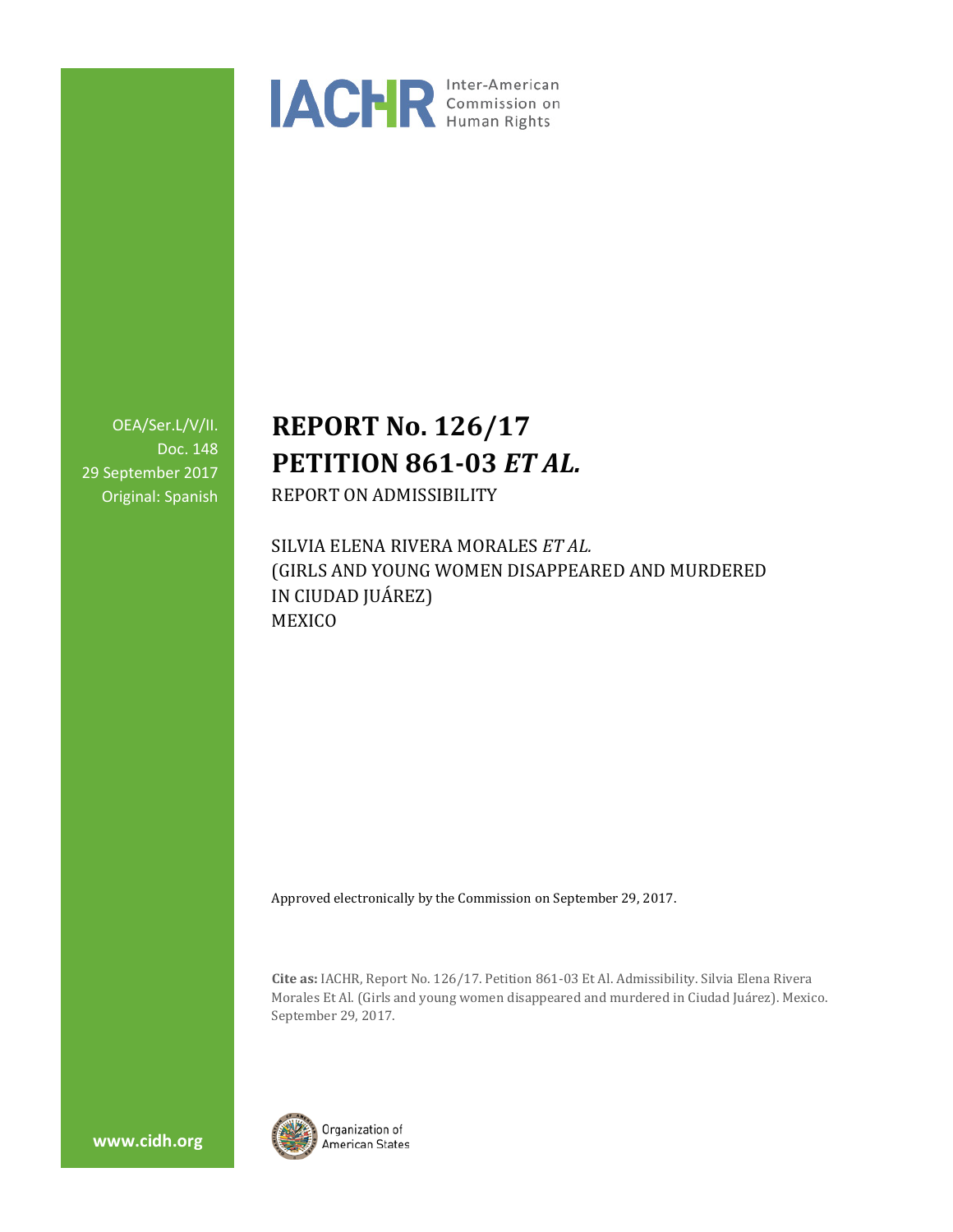IACHR Inter-American Commission on Human Rights

OEA/Ser.L/V/II.
Doc. 148
29 September 2017
Original: Spanish

# REPORT No. 126/17
# PETITION 861-03 *ET AL.*

REPORT ON ADMISSIBILITY

SILVIA ELENA RIVERA MORALES *ET AL.*
(GIRLS AND YOUNG WOMEN DISAPPEARED AND MURDERED IN CIUDAD JUÁREZ)
MEXICO

Approved electronically by the Commission on September 29, 2017.

**Cite as:** IACHR, Report No. 126/17. Petition 861-03 Et Al. Admissibility. Silvia Elena Rivera Morales Et Al. (Girls and young women disappeared and murdered in Ciudad Juárez). Mexico. September 29, 2017.

www.cidh.org

Organization of American States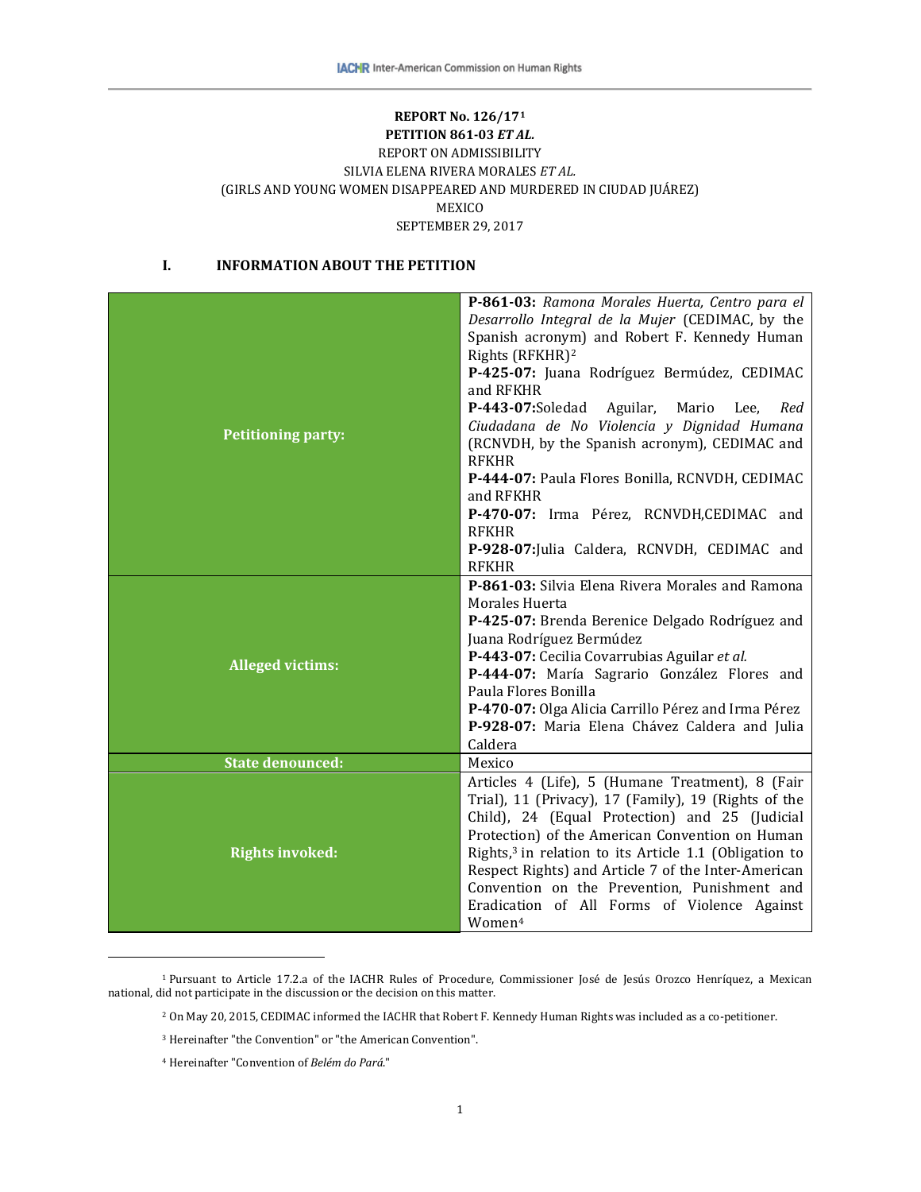**REPORT No. 126/17**[1]
**PETITION 861-03 *ET AL.***
REPORT ON ADMISSIBILITY
SILVIA ELENA RIVERA MORALES *ET AL.*
(GIRLS AND YOUNG WOMEN DISAPPEARED AND MURDERED IN CIUDAD JUÁREZ)
MEXICO
SEPTEMBER 29, 2017

## I. INFORMATION ABOUT THE PETITION

| | |
|---|---|
| **Petitioning party:** | **P-861-03:** *Ramona Morales Huerta, Centro para el Desarrollo Integral de la Mujer* (CEDIMAC, by the Spanish acronym) and Robert F. Kennedy Human Rights (RFKHR)[2]<br>**P-425-07:** Juana Rodríguez Bermúdez, CEDIMAC and RFKHR<br>**P-443-07:** Soledad Aguilar, Mario Lee, *Red Ciudadana de No Violencia y Dignidad Humana* (RCNVDH, by the Spanish acronym), CEDIMAC and RFKHR<br>**P-444-07:** Paula Flores Bonilla, RCNVDH, CEDIMAC and RFKHR<br>**P-470-07:** Irma Pérez, RCNVDH, CEDIMAC and RFKHR<br>**P-928-07:** Julia Caldera, RCNVDH, CEDIMAC and RFKHR |
| **Alleged victims:** | **P-861-03:** Silvia Elena Rivera Morales and Ramona Morales Huerta<br>**P-425-07:** Brenda Berenice Delgado Rodríguez and Juana Rodríguez Bermúdez<br>**P-443-07:** Cecilia Covarrubias Aguilar *et al.*<br>**P-444-07:** María Sagrario González Flores and Paula Flores Bonilla<br>**P-470-07:** Olga Alicia Carrillo Pérez and Irma Pérez<br>**P-928-07:** Maria Elena Chávez Caldera and Julia Caldera |
| **State denounced:** | Mexico |
| **Rights invoked:** | Articles 4 (Life), 5 (Humane Treatment), 8 (Fair Trial), 11 (Privacy), 17 (Family), 19 (Rights of the Child), 24 (Equal Protection) and 25 (Judicial Protection) of the American Convention on Human Rights,[3] in relation to its Article 1.1 (Obligation to Respect Rights) and Article 7 of the Inter-American Convention on the Prevention, Punishment and Eradication of All Forms of Violence Against Women[4] |

---

[1] Pursuant to Article 17.2.a of the IACHR Rules of Procedure, Commissioner José de Jesús Orozco Henríquez, a Mexican national, did not participate in the discussion or the decision on this matter.

[2] On May 20, 2015, CEDIMAC informed the IACHR that Robert F. Kennedy Human Rights was included as a co-petitioner.

[3] Hereinafter "the Convention" or "the American Convention".

[4] Hereinafter "Convention of *Belém do Pará*."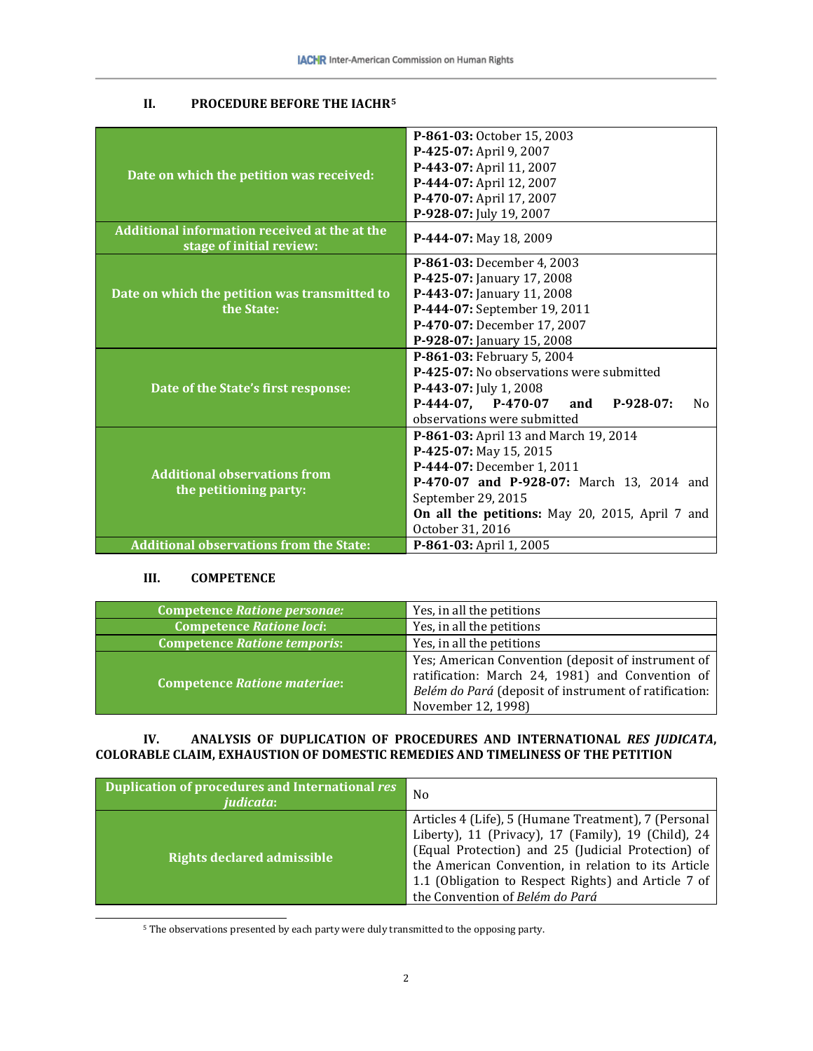## II. PROCEDURE BEFORE THE IACHR[5]

| | |
|---|---|
| **Date on which the petition was received:** | **P-861-03:** October 15, 2003<br>**P-425-07:** April 9, 2007<br>**P-443-07:** April 11, 2007<br>**P-444-07:** April 12, 2007<br>**P-470-07:** April 17, 2007<br>**P-928-07:** July 19, 2007 |
| **Additional information received at the at the stage of initial review:** | **P-444-07:** May 18, 2009 |
| **Date on which the petition was transmitted to the State:** | **P-861-03:** December 4, 2003<br>**P-425-07:** January 17, 2008<br>**P-443-07:** January 11, 2008<br>**P-444-07:** September 19, 2011<br>**P-470-07:** December 17, 2007<br>**P-928-07:** January 15, 2008 |
| **Date of the State's first response:** | **P-861-03:** February 5, 2004<br>**P-425-07:** No observations were submitted<br>**P-443-07:** July 1, 2008<br>**P-444-07, P-470-07 and P-928-07:** No observations were submitted |
| **Additional observations from the petitioning party:** | **P-861-03:** April 13 and March 19, 2014<br>**P-425-07:** May 15, 2015<br>**P-444-07:** December 1, 2011<br>**P-470-07 and P-928-07:** March 13, 2014 and September 29, 2015<br>**On all the petitions:** May 20, 2015, April 7 and October 31, 2016 |
| **Additional observations from the State:** | **P-861-03:** April 1, 2005 |

## III. COMPETENCE

| | |
|---|---|
| **Competence *Ratione personae:*** | Yes, in all the petitions |
| **Competence *Ratione loci*:** | Yes, in all the petitions |
| **Competence *Ratione temporis*:** | Yes, in all the petitions |
| **Competence *Ratione materiae*:** | Yes; American Convention (deposit of instrument of ratification: March 24, 1981) and Convention of *Belém do Pará* (deposit of instrument of ratification: November 12, 1998) |

## IV. ANALYSIS OF DUPLICATION OF PROCEDURES AND INTERNATIONAL *RES JUDICATA*, COLORABLE CLAIM, EXHAUSTION OF DOMESTIC REMEDIES AND TIMELINESS OF THE PETITION

| | |
|---|---|
| **Duplication of procedures and International *res judicata*:** | No |
| **Rights declared admissible** | Articles 4 (Life), 5 (Humane Treatment), 7 (Personal Liberty), 11 (Privacy), 17 (Family), 19 (Child), 24 (Equal Protection) and 25 (Judicial Protection) of the American Convention, in relation to its Article 1.1 (Obligation to Respect Rights) and Article 7 of the Convention of *Belém do Pará* |

[5] The observations presented by each party were duly transmitted to the opposing party.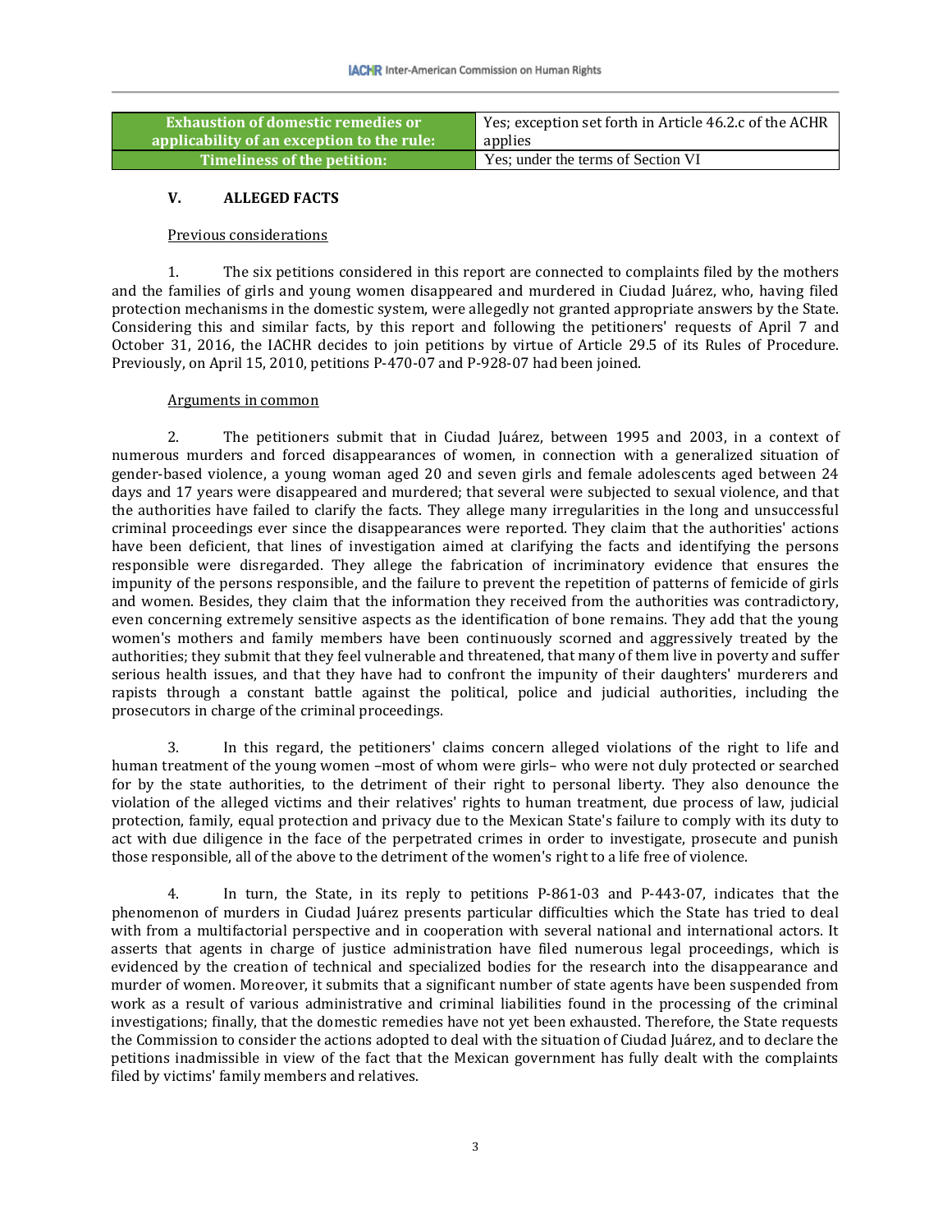| Exhaustion of domestic remedies or applicability of an exception to the rule: | Yes; exception set forth in Article 46.2.c of the ACHR applies |
|---|---|
| Timeliness of the petition: | Yes; under the terms of Section VI |

## V. ALLEGED FACTS

Previous considerations

1. The six petitions considered in this report are connected to complaints filed by the mothers and the families of girls and young women disappeared and murdered in Ciudad Juárez, who, having filed protection mechanisms in the domestic system, were allegedly not granted appropriate answers by the State. Considering this and similar facts, by this report and following the petitioners' requests of April 7 and October 31, 2016, the IACHR decides to join petitions by virtue of Article 29.5 of its Rules of Procedure. Previously, on April 15, 2010, petitions P-470-07 and P-928-07 had been joined.

Arguments in common

2. The petitioners submit that in Ciudad Juárez, between 1995 and 2003, in a context of numerous murders and forced disappearances of women, in connection with a generalized situation of gender-based violence, a young woman aged 20 and seven girls and female adolescents aged between 24 days and 17 years were disappeared and murdered; that several were subjected to sexual violence, and that the authorities have failed to clarify the facts. They allege many irregularities in the long and unsuccessful criminal proceedings ever since the disappearances were reported. They claim that the authorities' actions have been deficient, that lines of investigation aimed at clarifying the facts and identifying the persons responsible were disregarded. They allege the fabrication of incriminatory evidence that ensures the impunity of the persons responsible, and the failure to prevent the repetition of patterns of femicide of girls and women. Besides, they claim that the information they received from the authorities was contradictory, even concerning extremely sensitive aspects as the identification of bone remains. They add that the young women's mothers and family members have been continuously scorned and aggressively treated by the authorities; they submit that they feel vulnerable and threatened, that many of them live in poverty and suffer serious health issues, and that they have had to confront the impunity of their daughters' murderers and rapists through a constant battle against the political, police and judicial authorities, including the prosecutors in charge of the criminal proceedings.

3. In this regard, the petitioners' claims concern alleged violations of the right to life and human treatment of the young women –most of whom were girls– who were not duly protected or searched for by the state authorities, to the detriment of their right to personal liberty. They also denounce the violation of the alleged victims and their relatives' rights to human treatment, due process of law, judicial protection, family, equal protection and privacy due to the Mexican State's failure to comply with its duty to act with due diligence in the face of the perpetrated crimes in order to investigate, prosecute and punish those responsible, all of the above to the detriment of the women's right to a life free of violence.

4. In turn, the State, in its reply to petitions P-861-03 and P-443-07, indicates that the phenomenon of murders in Ciudad Juárez presents particular difficulties which the State has tried to deal with from a multifactorial perspective and in cooperation with several national and international actors. It asserts that agents in charge of justice administration have filed numerous legal proceedings, which is evidenced by the creation of technical and specialized bodies for the research into the disappearance and murder of women. Moreover, it submits that a significant number of state agents have been suspended from work as a result of various administrative and criminal liabilities found in the processing of the criminal investigations; finally, that the domestic remedies have not yet been exhausted. Therefore, the State requests the Commission to consider the actions adopted to deal with the situation of Ciudad Juárez, and to declare the petitions inadmissible in view of the fact that the Mexican government has fully dealt with the complaints filed by victims' family members and relatives.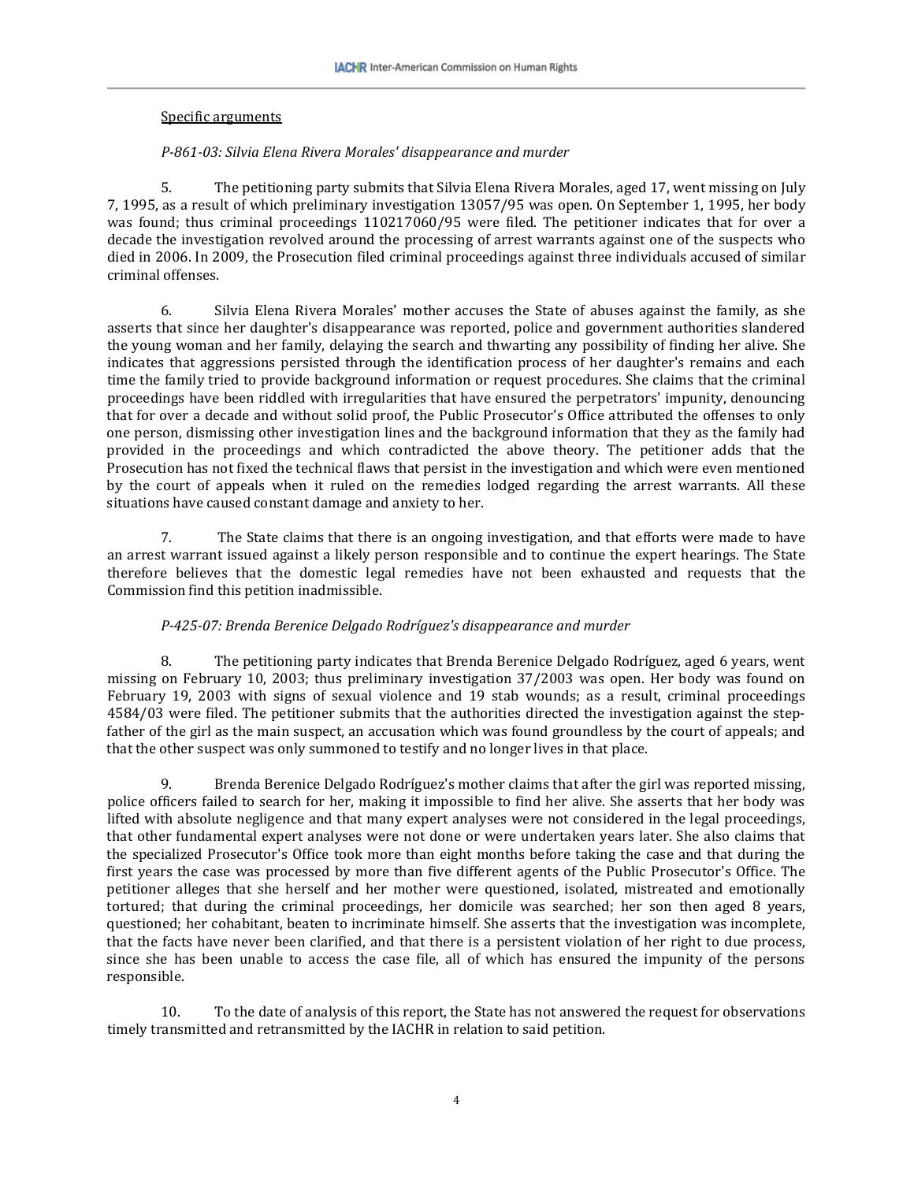Specific arguments

*P-861-03: Silvia Elena Rivera Morales' disappearance and murder*

5. The petitioning party submits that Silvia Elena Rivera Morales, aged 17, went missing on July 7, 1995, as a result of which preliminary investigation 13057/95 was open. On September 1, 1995, her body was found; thus criminal proceedings 110217060/95 were filed. The petitioner indicates that for over a decade the investigation revolved around the processing of arrest warrants against one of the suspects who died in 2006. In 2009, the Prosecution filed criminal proceedings against three individuals accused of similar criminal offenses.

6. Silvia Elena Rivera Morales' mother accuses the State of abuses against the family, as she asserts that since her daughter's disappearance was reported, police and government authorities slandered the young woman and her family, delaying the search and thwarting any possibility of finding her alive. She indicates that aggressions persisted through the identification process of her daughter's remains and each time the family tried to provide background information or request procedures. She claims that the criminal proceedings have been riddled with irregularities that have ensured the perpetrators' impunity, denouncing that for over a decade and without solid proof, the Public Prosecutor's Office attributed the offenses to only one person, dismissing other investigation lines and the background information that they as the family had provided in the proceedings and which contradicted the above theory. The petitioner adds that the Prosecution has not fixed the technical flaws that persist in the investigation and which were even mentioned by the court of appeals when it ruled on the remedies lodged regarding the arrest warrants. All these situations have caused constant damage and anxiety to her.

7. The State claims that there is an ongoing investigation, and that efforts were made to have an arrest warrant issued against a likely person responsible and to continue the expert hearings. The State therefore believes that the domestic legal remedies have not been exhausted and requests that the Commission find this petition inadmissible.

*P-425-07: Brenda Berenice Delgado Rodríguez's disappearance and murder*

8. The petitioning party indicates that Brenda Berenice Delgado Rodríguez, aged 6 years, went missing on February 10, 2003; thus preliminary investigation 37/2003 was open. Her body was found on February 19, 2003 with signs of sexual violence and 19 stab wounds; as a result, criminal proceedings 4584/03 were filed. The petitioner submits that the authorities directed the investigation against the step-father of the girl as the main suspect, an accusation which was found groundless by the court of appeals; and that the other suspect was only summoned to testify and no longer lives in that place.

9. Brenda Berenice Delgado Rodríguez's mother claims that after the girl was reported missing, police officers failed to search for her, making it impossible to find her alive. She asserts that her body was lifted with absolute negligence and that many expert analyses were not considered in the legal proceedings, that other fundamental expert analyses were not done or were undertaken years later. She also claims that the specialized Prosecutor's Office took more than eight months before taking the case and that during the first years the case was processed by more than five different agents of the Public Prosecutor's Office. The petitioner alleges that she herself and her mother were questioned, isolated, mistreated and emotionally tortured; that during the criminal proceedings, her domicile was searched; her son then aged 8 years, questioned; her cohabitant, beaten to incriminate himself. She asserts that the investigation was incomplete, that the facts have never been clarified, and that there is a persistent violation of her right to due process, since she has been unable to access the case file, all of which has ensured the impunity of the persons responsible.

10. To the date of analysis of this report, the State has not answered the request for observations timely transmitted and retransmitted by the IACHR in relation to said petition.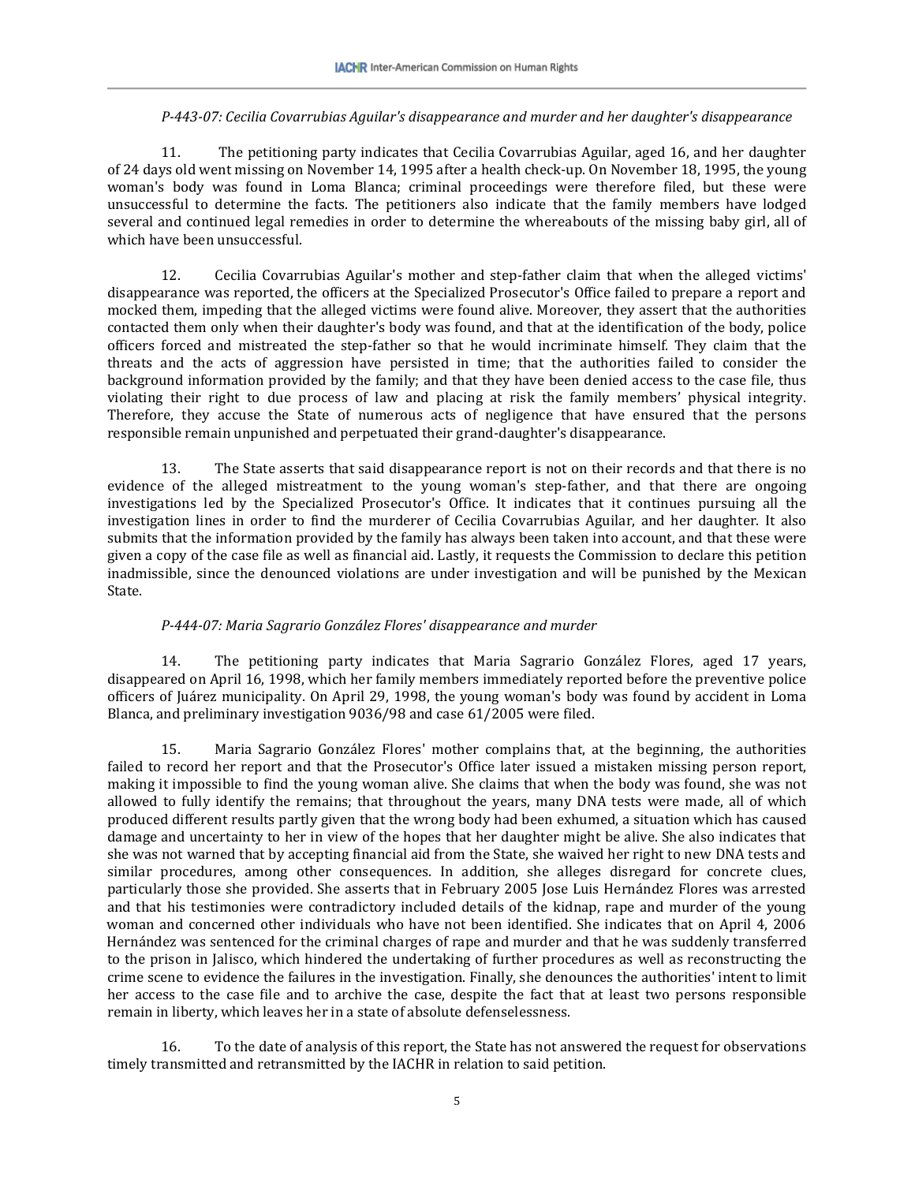*P-443-07: Cecilia Covarrubias Aguilar's disappearance and murder and her daughter's disappearance*

11. The petitioning party indicates that Cecilia Covarrubias Aguilar, aged 16, and her daughter of 24 days old went missing on November 14, 1995 after a health check-up. On November 18, 1995, the young woman's body was found in Loma Blanca; criminal proceedings were therefore filed, but these were unsuccessful to determine the facts. The petitioners also indicate that the family members have lodged several and continued legal remedies in order to determine the whereabouts of the missing baby girl, all of which have been unsuccessful.

12. Cecilia Covarrubias Aguilar's mother and step-father claim that when the alleged victims' disappearance was reported, the officers at the Specialized Prosecutor's Office failed to prepare a report and mocked them, impeding that the alleged victims were found alive. Moreover, they assert that the authorities contacted them only when their daughter's body was found, and that at the identification of the body, police officers forced and mistreated the step-father so that he would incriminate himself. They claim that the threats and the acts of aggression have persisted in time; that the authorities failed to consider the background information provided by the family; and that they have been denied access to the case file, thus violating their right to due process of law and placing at risk the family members' physical integrity. Therefore, they accuse the State of numerous acts of negligence that have ensured that the persons responsible remain unpunished and perpetuated their grand-daughter's disappearance.

13. The State asserts that said disappearance report is not on their records and that there is no evidence of the alleged mistreatment to the young woman's step-father, and that there are ongoing investigations led by the Specialized Prosecutor's Office. It indicates that it continues pursuing all the investigation lines in order to find the murderer of Cecilia Covarrubias Aguilar, and her daughter. It also submits that the information provided by the family has always been taken into account, and that these were given a copy of the case file as well as financial aid. Lastly, it requests the Commission to declare this petition inadmissible, since the denounced violations are under investigation and will be punished by the Mexican State.

*P-444-07: Maria Sagrario González Flores' disappearance and murder*

14. The petitioning party indicates that Maria Sagrario González Flores, aged 17 years, disappeared on April 16, 1998, which her family members immediately reported before the preventive police officers of Juárez municipality. On April 29, 1998, the young woman's body was found by accident in Loma Blanca, and preliminary investigation 9036/98 and case 61/2005 were filed.

15. Maria Sagrario González Flores' mother complains that, at the beginning, the authorities failed to record her report and that the Prosecutor's Office later issued a mistaken missing person report, making it impossible to find the young woman alive. She claims that when the body was found, she was not allowed to fully identify the remains; that throughout the years, many DNA tests were made, all of which produced different results partly given that the wrong body had been exhumed, a situation which has caused damage and uncertainty to her in view of the hopes that her daughter might be alive. She also indicates that she was not warned that by accepting financial aid from the State, she waived her right to new DNA tests and similar procedures, among other consequences. In addition, she alleges disregard for concrete clues, particularly those she provided. She asserts that in February 2005 Jose Luis Hernández Flores was arrested and that his testimonies were contradictory included details of the kidnap, rape and murder of the young woman and concerned other individuals who have not been identified. She indicates that on April 4, 2006 Hernández was sentenced for the criminal charges of rape and murder and that he was suddenly transferred to the prison in Jalisco, which hindered the undertaking of further procedures as well as reconstructing the crime scene to evidence the failures in the investigation. Finally, she denounces the authorities' intent to limit her access to the case file and to archive the case, despite the fact that at least two persons responsible remain in liberty, which leaves her in a state of absolute defenselessness.

16. To the date of analysis of this report, the State has not answered the request for observations timely transmitted and retransmitted by the IACHR in relation to said petition.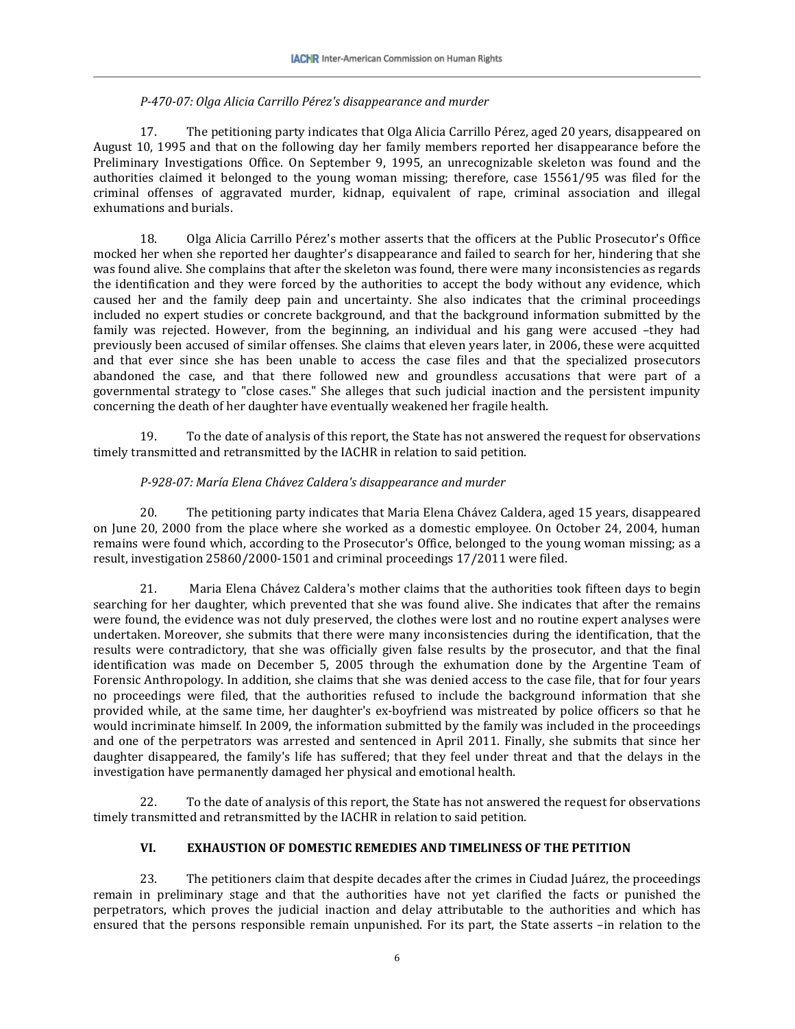*P-470-07: Olga Alicia Carrillo Pérez's disappearance and murder*

17. The petitioning party indicates that Olga Alicia Carrillo Pérez, aged 20 years, disappeared on August 10, 1995 and that on the following day her family members reported her disappearance before the Preliminary Investigations Office. On September 9, 1995, an unrecognizable skeleton was found and the authorities claimed it belonged to the young woman missing; therefore, case 15561/95 was filed for the criminal offenses of aggravated murder, kidnap, equivalent of rape, criminal association and illegal exhumations and burials.

18. Olga Alicia Carrillo Pérez's mother asserts that the officers at the Public Prosecutor's Office mocked her when she reported her daughter's disappearance and failed to search for her, hindering that she was found alive. She complains that after the skeleton was found, there were many inconsistencies as regards the identification and they were forced by the authorities to accept the body without any evidence, which caused her and the family deep pain and uncertainty. She also indicates that the criminal proceedings included no expert studies or concrete background, and that the background information submitted by the family was rejected. However, from the beginning, an individual and his gang were accused –they had previously been accused of similar offenses. She claims that eleven years later, in 2006, these were acquitted and that ever since she has been unable to access the case files and that the specialized prosecutors abandoned the case, and that there followed new and groundless accusations that were part of a governmental strategy to "close cases." She alleges that such judicial inaction and the persistent impunity concerning the death of her daughter have eventually weakened her fragile health.

19. To the date of analysis of this report, the State has not answered the request for observations timely transmitted and retransmitted by the IACHR in relation to said petition.

*P-928-07: María Elena Chávez Caldera's disappearance and murder*

20. The petitioning party indicates that Maria Elena Chávez Caldera, aged 15 years, disappeared on June 20, 2000 from the place where she worked as a domestic employee. On October 24, 2004, human remains were found which, according to the Prosecutor's Office, belonged to the young woman missing; as a result, investigation 25860/2000-1501 and criminal proceedings 17/2011 were filed.

21. Maria Elena Chávez Caldera's mother claims that the authorities took fifteen days to begin searching for her daughter, which prevented that she was found alive. She indicates that after the remains were found, the evidence was not duly preserved, the clothes were lost and no routine expert analyses were undertaken. Moreover, she submits that there were many inconsistencies during the identification, that the results were contradictory, that she was officially given false results by the prosecutor, and that the final identification was made on December 5, 2005 through the exhumation done by the Argentine Team of Forensic Anthropology. In addition, she claims that she was denied access to the case file, that for four years no proceedings were filed, that the authorities refused to include the background information that she provided while, at the same time, her daughter's ex-boyfriend was mistreated by police officers so that he would incriminate himself. In 2009, the information submitted by the family was included in the proceedings and one of the perpetrators was arrested and sentenced in April 2011. Finally, she submits that since her daughter disappeared, the family's life has suffered; that they feel under threat and that the delays in the investigation have permanently damaged her physical and emotional health.

22. To the date of analysis of this report, the State has not answered the request for observations timely transmitted and retransmitted by the IACHR in relation to said petition.

## VI. EXHAUSTION OF DOMESTIC REMEDIES AND TIMELINESS OF THE PETITION

23. The petitioners claim that despite decades after the crimes in Ciudad Juárez, the proceedings remain in preliminary stage and that the authorities have not yet clarified the facts or punished the perpetrators, which proves the judicial inaction and delay attributable to the authorities and which has ensured that the persons responsible remain unpunished. For its part, the State asserts –in relation to the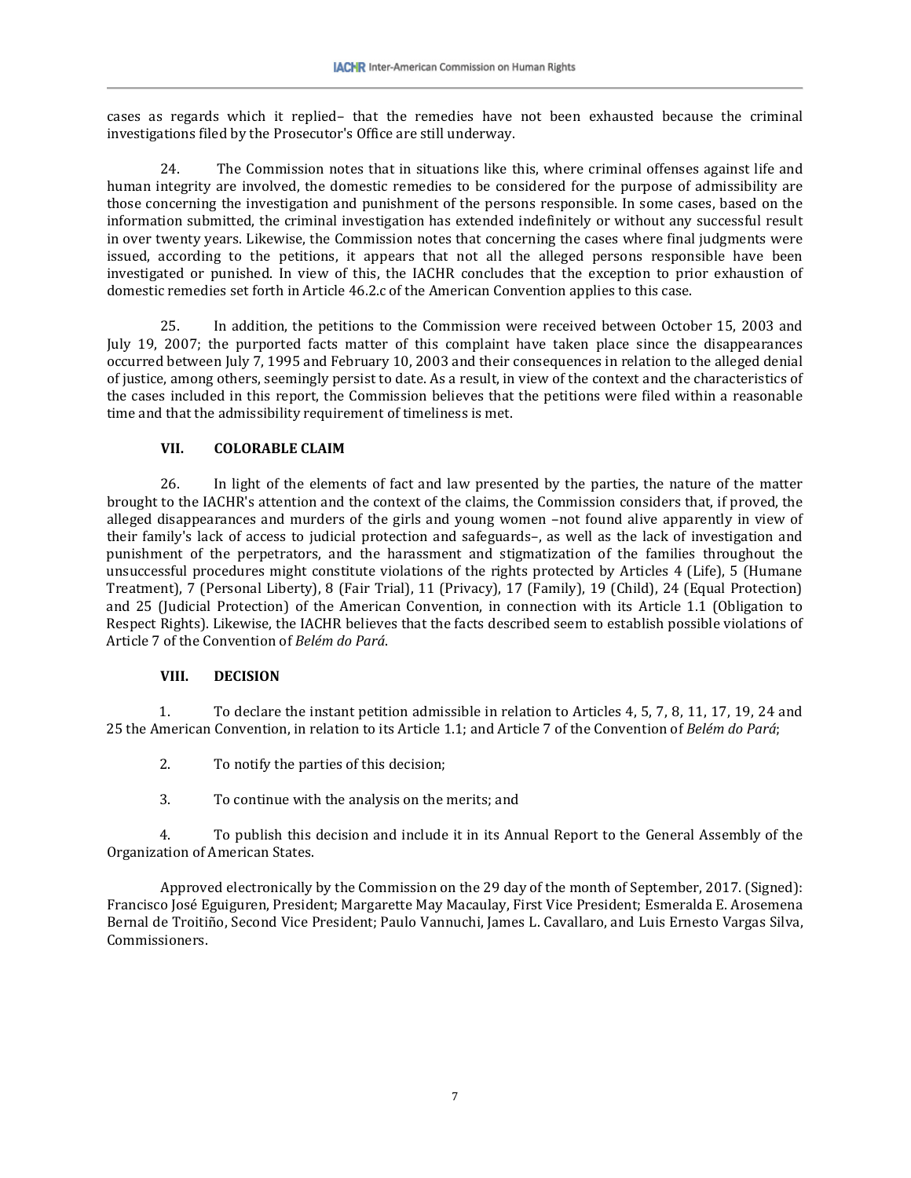cases as regards which it replied– that the remedies have not been exhausted because the criminal investigations filed by the Prosecutor's Office are still underway.

24. The Commission notes that in situations like this, where criminal offenses against life and human integrity are involved, the domestic remedies to be considered for the purpose of admissibility are those concerning the investigation and punishment of the persons responsible. In some cases, based on the information submitted, the criminal investigation has extended indefinitely or without any successful result in over twenty years. Likewise, the Commission notes that concerning the cases where final judgments were issued, according to the petitions, it appears that not all the alleged persons responsible have been investigated or punished. In view of this, the IACHR concludes that the exception to prior exhaustion of domestic remedies set forth in Article 46.2.c of the American Convention applies to this case.

25. In addition, the petitions to the Commission were received between October 15, 2003 and July 19, 2007; the purported facts matter of this complaint have taken place since the disappearances occurred between July 7, 1995 and February 10, 2003 and their consequences in relation to the alleged denial of justice, among others, seemingly persist to date. As a result, in view of the context and the characteristics of the cases included in this report, the Commission believes that the petitions were filed within a reasonable time and that the admissibility requirement of timeliness is met.

## VII. COLORABLE CLAIM

26. In light of the elements of fact and law presented by the parties, the nature of the matter brought to the IACHR's attention and the context of the claims, the Commission considers that, if proved, the alleged disappearances and murders of the girls and young women –not found alive apparently in view of their family's lack of access to judicial protection and safeguards–, as well as the lack of investigation and punishment of the perpetrators, and the harassment and stigmatization of the families throughout the unsuccessful procedures might constitute violations of the rights protected by Articles 4 (Life), 5 (Humane Treatment), 7 (Personal Liberty), 8 (Fair Trial), 11 (Privacy), 17 (Family), 19 (Child), 24 (Equal Protection) and 25 (Judicial Protection) of the American Convention, in connection with its Article 1.1 (Obligation to Respect Rights). Likewise, the IACHR believes that the facts described seem to establish possible violations of Article 7 of the Convention of *Belém do Pará*.

## VIII. DECISION

1. To declare the instant petition admissible in relation to Articles 4, 5, 7, 8, 11, 17, 19, 24 and 25 the American Convention, in relation to its Article 1.1; and Article 7 of the Convention of *Belém do Pará*;

2. To notify the parties of this decision;

3. To continue with the analysis on the merits; and

4. To publish this decision and include it in its Annual Report to the General Assembly of the Organization of American States.

Approved electronically by the Commission on the 29 day of the month of September, 2017. (Signed): Francisco José Eguiguren, President; Margarette May Macaulay, First Vice President; Esmeralda E. Arosemena Bernal de Troitiño, Second Vice President; Paulo Vannuchi, James L. Cavallaro, and Luis Ernesto Vargas Silva, Commissioners.